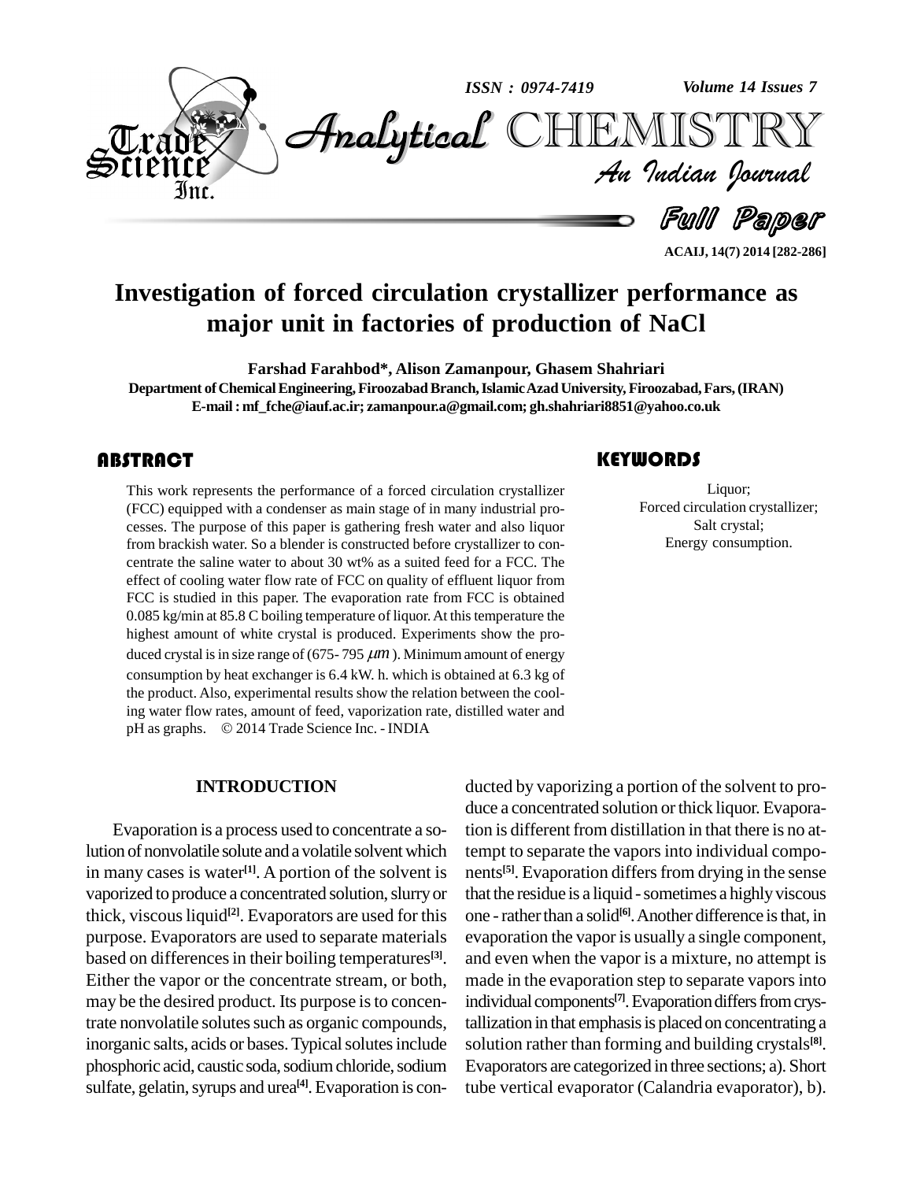# Investigation of forced circulation crystallizer performance as major unit in factories of production of NaCl

**Farshad Farahbod*, Alison Zamanpour, Ghasem Shahriari**

Department of Chemical Engineering, Firoozabad Branch, Islamic Azad University, Firoozabad, Fars, (IRAN)

E-mail : mf_fche@iauf.ac.ir; zamanpour.a@gmail.com; gh.shahriari8851@yahoo.co.uk

## ABSTRACT

This work represents the performance of a forced circulation crystallizer (FCC) equipped with a condenser as main stage of in many industrial processes. The purpose of this paper is gathering fresh water and also liquor from brackish water. So a blender is constructed before crystallizer to concentrate the saline water to about 30 wt% as a suited feed for a FCC. The effect of cooling water flow rate of FCC on quality of effluent liquor from FCC is studied in this paper. The evaporation rate from FCC is obtained 0.085 kg/min at 85.8 C boiling temperature of liquor. At this temperature the highest amount of white crystal is produced. Experiments show the produced crystal is in size range of (675- 795 $\mu m$). Minimum amount of energy consumption by heat exchanger is 6.4 kW. h. which is obtained at 6.3 kg of the product. Also, experimental results show the relation between the cooling water flow rates, amount of feed, vaporization rate, distilled water and pH as graphs. © 2014 Trade Science Inc. - INDIA

## KEYWORDS

Liquor;
Forced circulation crystallizer;
Salt crystal;
Energy consumption.

## INTRODUCTION

Evaporation is a process used to concentrate a solution of nonvolatile solute and a volatile solvent which in many cases is water[1]. A portion of the solvent is vaporized to produce a concentrated solution, slurry or thick, viscous liquid[2]. Evaporators are used for this purpose. Evaporators are used to separate materials based on differences in their boiling temperatures[3]. Either the vapor or the concentrate stream, or both, may be the desired product. Its purpose is to concentrate nonvolatile solutes such as organic compounds, inorganic salts, acids or bases. Typical solutes include phosphoric acid, caustic soda, sodium chloride, sodium sulfate, gelatin, syrups and urea[4]. Evaporation is conducted by vaporizing a portion of the solvent to produce a concentrated solution or thick liquor. Evaporation is different from distillation in that there is no attempt to separate the vapors into individual components[5]. Evaporation differs from drying in the sense that the residue is a liquid - sometimes a highly viscous one - rather than a solid[6]. Another difference is that, in evaporation the vapor is usually a single component, and even when the vapor is a mixture, no attempt is made in the evaporation step to separate vapors into individual components[7]. Evaporation differs from crystallization in that emphasis is placed on concentrating a solution rather than forming and building crystals[8]. Evaporators are categorized in three sections; a). Short tube vertical evaporator (Calandria evaporator), b).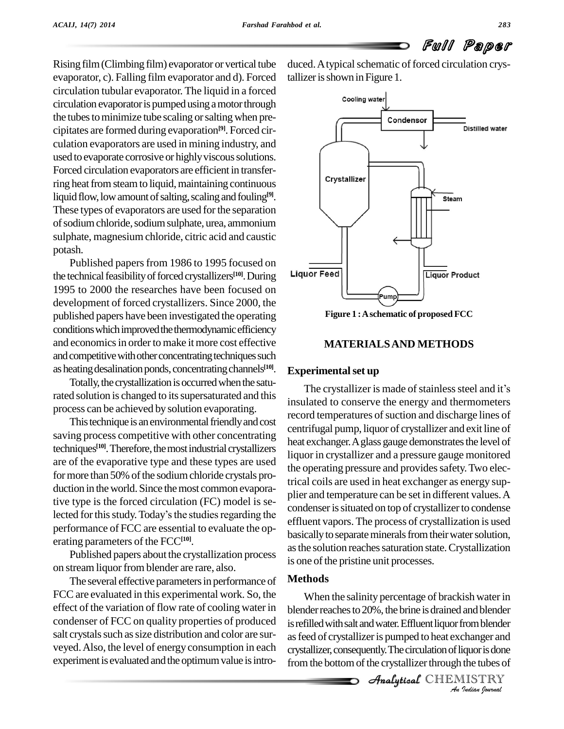Rising film (Climbing film) evaporator or vertical tube evaporator, c). Falling film evaporator and d). Forced circulation tubular evaporator. The liquid in a forced circulation evaporator is pumped using a motor through the tubes to minimize tube scaling or salting when precipitates are formed during evaporation[9]. Forced circulation evaporators are used in mining industry, and used to evaporate corrosive or highly viscous solutions. Forced circulation evaporators are efficient in transferring heat from steam to liquid, maintaining continuous liquid flow, low amount of salting, scaling and fouling[9]. These types of evaporators are used for the separation of sodium chloride, sodium sulphate, urea, ammonium sulphate, magnesium chloride, citric acid and caustic potash.

Published papers from 1986 to 1995 focused on the technical feasibility of forced crystallizers[10]. During 1995 to 2000 the researches have been focused on development of forced crystallizers. Since 2000, the published papers have been investigated the operating conditions which improved the thermodynamic efficiency and economics in order to make it more cost effective and competitive with other concentrating techniques such as heating desalination ponds, concentrating channels[10].

Totally, the crystallization is occurred when the saturated solution is changed to its supersaturated and this process can be achieved by solution evaporating.

This technique is an environmental friendly and cost saving process competitive with other concentrating techniques[10]. Therefore, the most industrial crystallizers are of the evaporative type and these types are used for more than 50% of the sodium chloride crystals production in the world. Since the most common evaporative type is the forced circulation (FC) model is selected for this study. Today's the studies regarding the performance of FCC are essential to evaluate the operating parameters of the FCC[10].

Published papers about the crystallization process on stream liquor from blender are rare, also.

The several effective parameters in performance of FCC are evaluated in this experimental work. So, the effect of the variation of flow rate of cooling water in condenser of FCC on quality properties of produced salt crystals such as size distribution and color are surveyed. Also, the level of energy consumption in each experiment is evaluated and the optimum value is introduced. A typical schematic of forced circulation crystallizer is shown in Figure 1.

Figure 1 : A schematic of proposed FCC

## MATERIALS AND METHODS

### Experimental set up

The crystallizer is made of stainless steel and it's insulated to conserve the energy and thermometers record temperatures of suction and discharge lines of centrifugal pump, liquor of crystallizer and exit line of heat exchanger. A glass gauge demonstrates the level of liquor in crystallizer and a pressure gauge monitored the operating pressure and provides safety. Two electrical coils are used in heat exchanger as energy supplier and temperature can be set in different values. A condenser is situated on top of crystallizer to condense effluent vapors. The process of crystallization is used basically to separate minerals from their water solution, as the solution reaches saturation state. Crystallization is one of the pristine unit processes.

### Methods

When the salinity percentage of brackish water in blender reaches to 20%, the brine is drained and blender is refilled with salt and water. Effluent liquor from blender as feed of crystallizer is pumped to heat exchanger and crystallizer, consequently. The circulation of liquor is done from the bottom of the crystallizer through the tubes of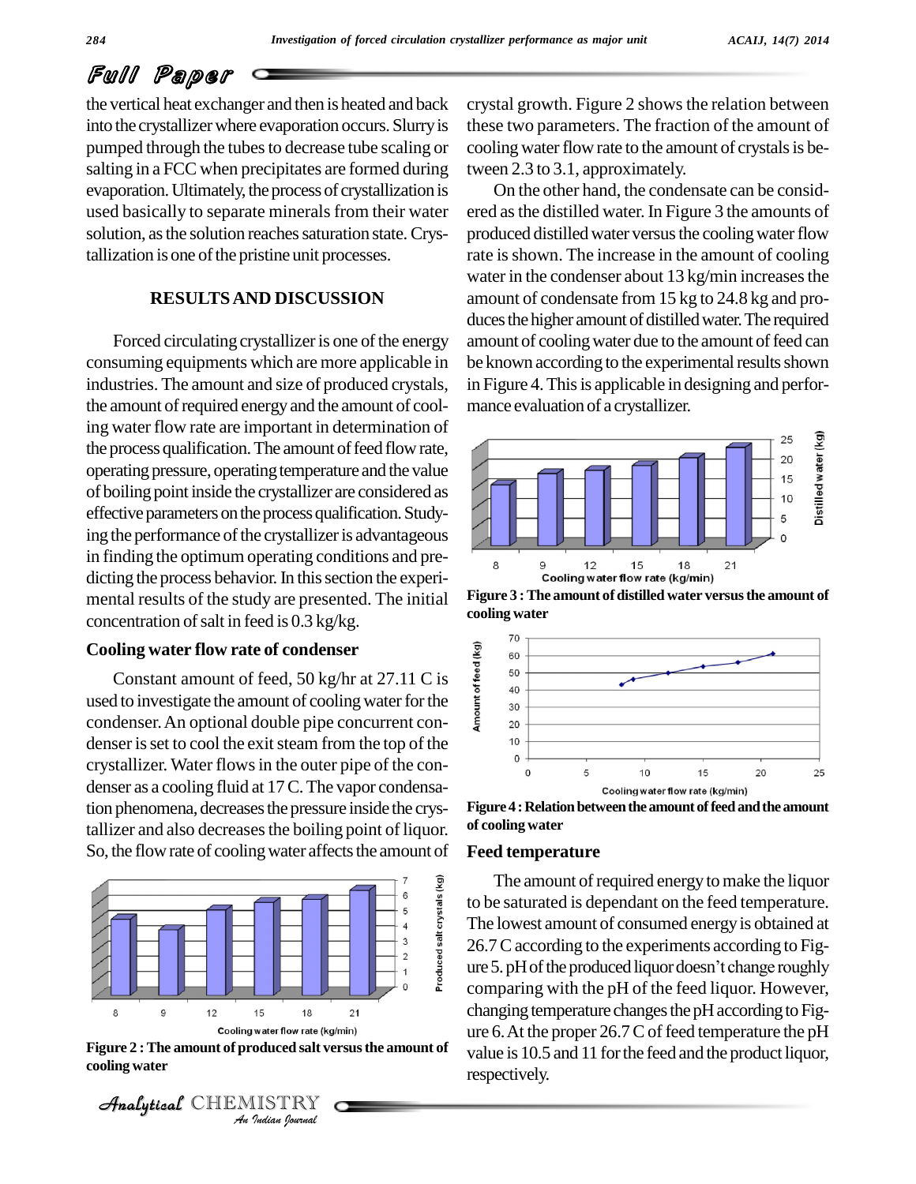the vertical heat exchanger and then is heated and back into the crystallizer where evaporation occurs. Slurry is pumped through the tubes to decrease tube scaling or salting in a FCC when precipitates are formed during evaporation. Ultimately, the process of crystallization is used basically to separate minerals from their water solution, as the solution reaches saturation state. Crystallization is one of the pristine unit processes.

## RESULTS AND DISCUSSION

Forced circulating crystallizer is one of the energy consuming equipments which are more applicable in industries. The amount and size of produced crystals, the amount of required energy and the amount of cooling water flow rate are important in determination of the process qualification. The amount of feed flow rate, operating pressure, operating temperature and the value of boiling point inside the crystallizer are considered as effective parameters on the process qualification. Studying the performance of the crystallizer is advantageous in finding the optimum operating conditions and predicting the process behavior. In this section the experimental results of the study are presented. The initial concentration of salt in feed is 0.3 kg/kg.

### Cooling water flow rate of condenser

Constant amount of feed, 50 kg/hr at 27.11 C is used to investigate the amount of cooling water for the condenser. An optional double pipe concurrent condenser is set to cool the exit steam from the top of the crystallizer. Water flows in the outer pipe of the condenser as a cooling fluid at 17 C. The vapor condensation phenomena, decreases the pressure inside the crystallizer and also decreases the boiling point of liquor. So, the flow rate of cooling water affects the amount of crystal growth. Figure 2 shows the relation between these two parameters. The fraction of the amount of cooling water flow rate to the amount of crystals is between 2.3 to 3.1, approximately.

**Figure 2 : The amount of produced salt versus the amount of cooling water**

On the other hand, the condensate can be considered as the distilled water. In Figure 3 the amounts of produced distilled water versus the cooling water flow rate is shown. The increase in the amount of cooling water in the condenser about 13 kg/min increases the amount of condensate from 15 kg to 24.8 kg and produces the higher amount of distilled water. The required amount of cooling water due to the amount of feed can be known according to the experimental results shown in Figure 4. This is applicable in designing and performance evaluation of a crystallizer.

**Figure 3 : The amount of distilled water versus the amount of cooling water**

**Figure 4 : Relation between the amount of feed and the amount of cooling water**

### Feed temperature

The amount of required energy to make the liquor to be saturated is dependant on the feed temperature. The lowest amount of consumed energy is obtained at 26.7 C according to the experiments according to Figure 5. pH of the produced liquor doesn't change roughly comparing with the pH of the feed liquor. However, changing temperature changes the pH according to Figure 6. At the proper 26.7 C of feed temperature the pH value is 10.5 and 11 for the feed and the product liquor, respectively.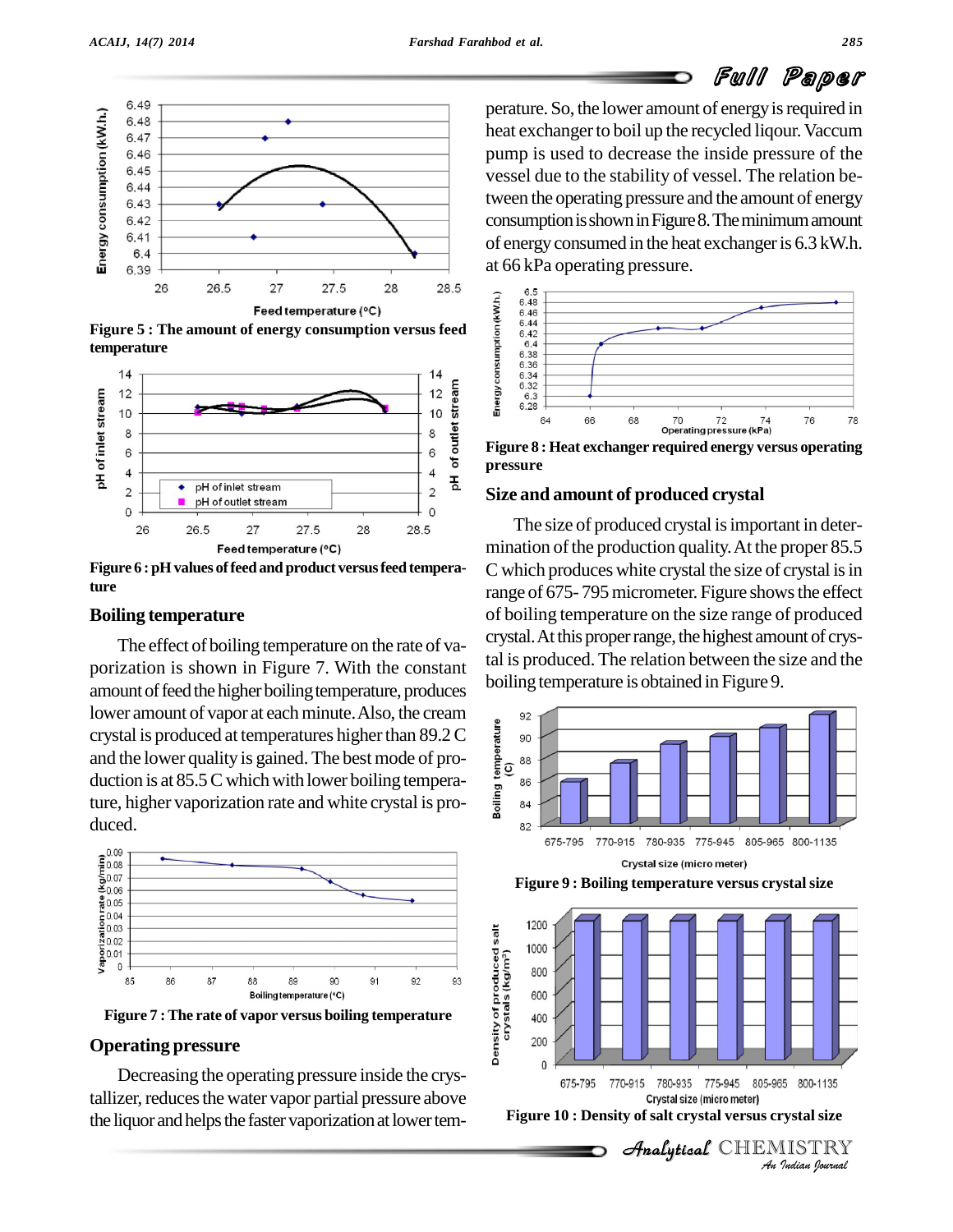Figure 5 : The amount of energy consumption versus feed temperature

Figure 6 : pH values of feed and product versus feed temperature

## Boiling temperature

The effect of boiling temperature on the rate of vaporization is shown in Figure 7. With the constant amount of feed the higher boiling temperature, produces lower amount of vapor at each minute. Also, the cream crystal is produced at temperatures higher than 89.2 C and the lower quality is gained. The best mode of production is at 85.5 C which with lower boiling temperature, higher vaporization rate and white crystal is produced.

Figure 7 : The rate of vapor versus boiling temperature

## Operating pressure

Decreasing the operating pressure inside the crystallizer, reduces the water vapor partial pressure above the liquor and helps the faster vaporization at lower temperature. So, the lower amount of energy is required in heat exchanger to boil up the recycled liqour. Vaccum pump is used to decrease the inside pressure of the vessel due to the stability of vessel. The relation between the operating pressure and the amount of energy consumption is shown in Figure 8. The minimum amount of energy consumed in the heat exchanger is 6.3 kW.h. at 66 kPa operating pressure.

Figure 8 : Heat exchanger required energy versus operating pressure

## Size and amount of produced crystal

The size of produced crystal is important in determination of the production quality. At the proper 85.5 C which produces white crystal the size of crystal is in range of 675- 795 micrometer. Figure shows the effect of boiling temperature on the size range of produced crystal. At this proper range, the highest amount of crystal is produced. The relation between the size and the boiling temperature is obtained in Figure 9.

Figure 9 : Boiling temperature versus crystal size

Figure 10 : Density of salt crystal versus crystal size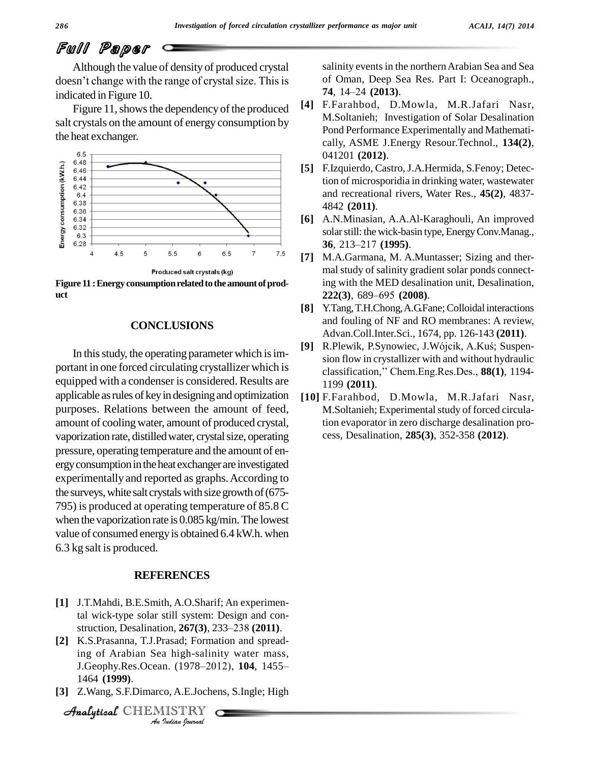Although the value of density of produced crystal doesn't change with the range of crystal size. This is indicated in Figure 10.

Figure 11, shows the dependency of the produced salt crystals on the amount of energy consumption by the heat exchanger.

Energy consumption (kW.h.)

6.5
6.48
6.46
6.44
6.42
6.4
6.38
6.36
6.34
6.32
6.3
6.28

4
4.5
5
5.5
6
6.5
7
7.5

Produced salt crystals (kg)

**Figure 11 : Energy consumption related to the amount of product**

## CONCLUSIONS

In this study, the operating parameter which is important in one forced circulating crystallizer which is equipped with a condenser is considered. Results are applicable as rules of key in designing and optimization purposes. Relations between the amount of feed, amount of cooling water, amount of produced crystal, vaporization rate, distilled water, crystal size, operating pressure, operating temperature and the amount of energy consumption in the heat exchanger are investigated experimentally and reported as graphs. According to the surveys, white salt crystals with size growth of (675-795) is produced at operating temperature of 85.8 C when the vaporization rate is 0.085 kg/min. The lowest value of consumed energy is obtained 6.4 kW.h. when 6.3 kg salt is produced.

## REFERENCES

**[1]** J.T.Mahdi, B.E.Smith, A.O.Sharif; An experimental wick-type solar still system: Design and construction, Desalination, **267(3)**, 233–238 **(2011)**.

**[2]** K.S.Prasanna, T.J.Prasad; Formation and spreading of Arabian Sea high-salinity water mass, J.Geophy.Res.Ocean. (1978–2012), **104**, 1455–1464 **(1999)**.

**[3]** Z.Wang, S.F.Dimarco, A.E.Jochens, S.Ingle; High salinity events in the northern Arabian Sea and Sea of Oman, Deep Sea Res. Part I: Oceanograph., **74**, 14–24 **(2013)**.

**[4]** F.Farahbod, D.Mowla, M.R.Jafari Nasr, M.Soltanieh; Investigation of Solar Desalination Pond Performance Experimentally and Mathematically, ASME J.Energy Resour.Technol., **134(2)**, 041201 **(2012)**.

**[5]** F.Izquierdo, Castro, J.A.Hermida, S.Fenoy; Detection of microsporidia in drinking water, wastewater and recreational rivers, Water Res., **45(2)**, 4837-4842 **(2011)**.

**[6]** A.N.Minasian, A.A.Al-Karaghouli, An improved solar still: the wick-basin type, Energy Conv.Manag., **36**, 213–217 **(1995)**.

**[7]** M.A.Garmana, M. A.Muntasser; Sizing and thermal study of salinity gradient solar ponds connecting with the MED desalination unit, Desalination, **222(3)**, 689–695 **(2008)**.

**[8]** Y.Tang, T.H.Chong, A.G.Fane; Colloidal interactions and fouling of NF and RO membranes: A review, Advan.Coll.Inter.Sci., 1674, pp. 126-143 **(2011)**.

**[9]** R.Plewik, P.Synowiec, J.Wójcik, A.Kuś; Suspension flow in crystallizer with and without hydraulic classification,'' Chem.Eng.Res.Des., **88(1)**, 1194-1199 **(2011)**.

**[10]** F.Farahbod, D.Mowla, M.R.Jafari Nasr, M.Soltanieh; Experimental study of forced circulation evaporator in zero discharge desalination process, Desalination, **285(3)**, 352-358 **(2012)**.